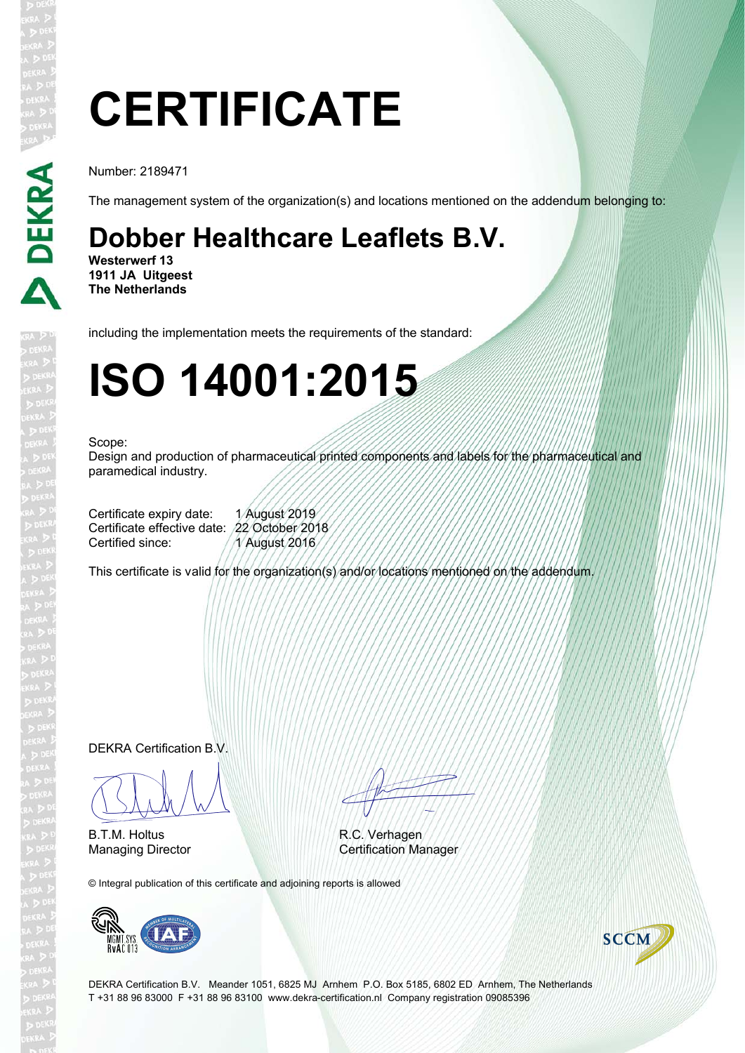# CERTIFICATE

Number: 2189471

The management system of the organization(s) and locations mentioned on the addendum belonging to:

## Dobber Healthcare Leaflets B.V.

**Westerwerf 13**
**1911 JA Uitgeest**
**The Netherlands**

including the implementation meets the requirements of the standard:

# ISO 14001:2015

Scope:
Design and production of pharmaceutical printed components and labels for the pharmaceutical and paramedical industry.

| | |
|---|---|
| Certificate expiry date: | 1 August 2019 |
| Certificate effective date: | 22 October 2018 |
| Certified since: | 1 August 2016 |

This certificate is valid for the organization(s) and/or locations mentioned on the addendum.

DEKRA Certification B.V.

B.T.M. Holtus
Managing Director

R.C. Verhagen
Certification Manager

© Integral publication of this certificate and adjoining reports is allowed

MGMT.SYS RvA C 013

SCCM

DEKRA Certification B.V. Meander 1051, 6825 MJ Arnhem P.O. Box 5185, 6802 ED Arnhem, The Netherlands
T +31 88 96 83000 F +31 88 96 83100 www.dekra-certification.nl Company registration 09085396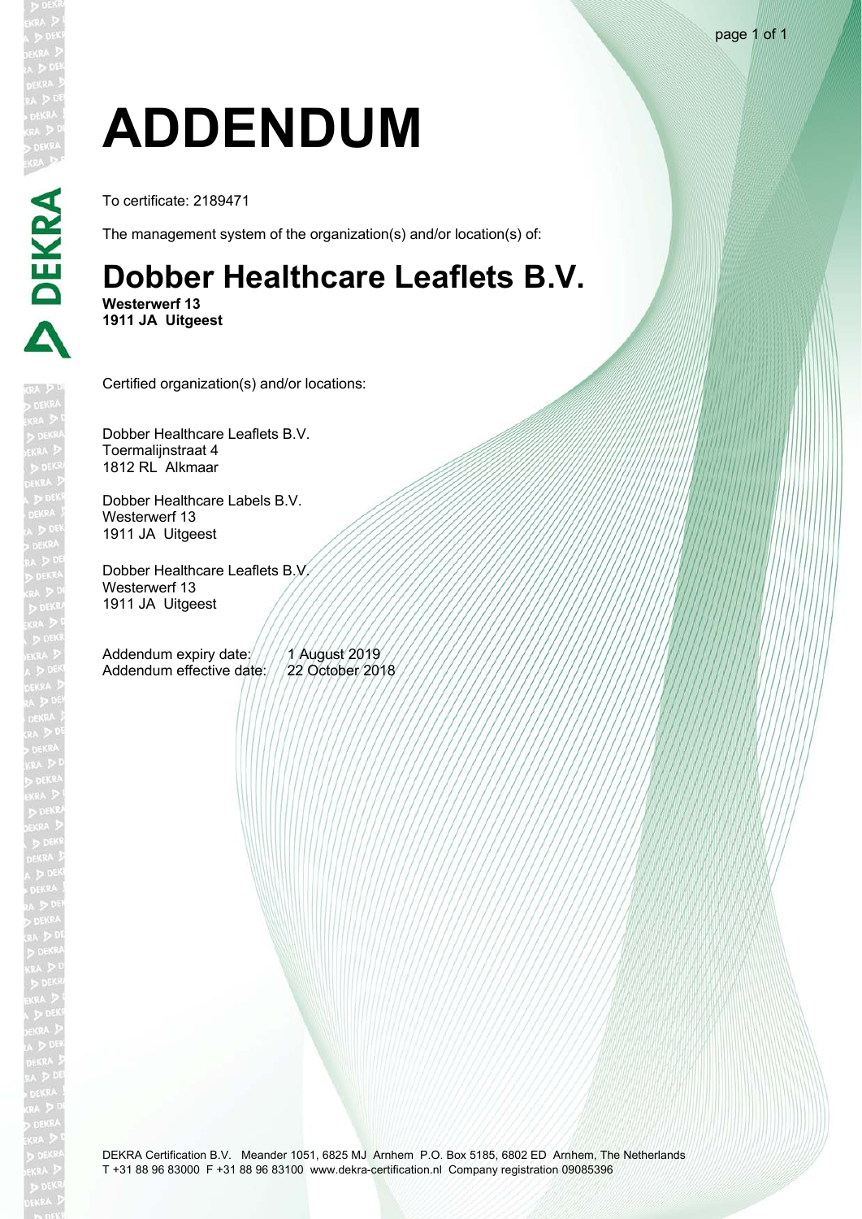# ADDENDUM

To certificate: 2189471

The management system of the organization(s) and/or location(s) of:

## Dobber Healthcare Leaflets B.V.

**Westerwerf 13**
**1911 JA Uitgeest**

Certified organization(s) and/or locations:

Dobber Healthcare Leaflets B.V.
Toermalijnstraat 4
1812 RL Alkmaar

Dobber Healthcare Labels B.V.
Westerwerf 13
1911 JA Uitgeest

Dobber Healthcare Leaflets B.V.
Westerwerf 13
1911 JA Uitgeest

Addendum expiry date: 1 August 2019
Addendum effective date: 22 October 2018

DEKRA Certification B.V. Meander 1051, 6825 MJ Arnhem P.O. Box 5185, 6802 ED Arnhem, The Netherlands
T +31 88 96 83000 F +31 88 96 83100 www.dekra-certification.nl Company registration 09085396